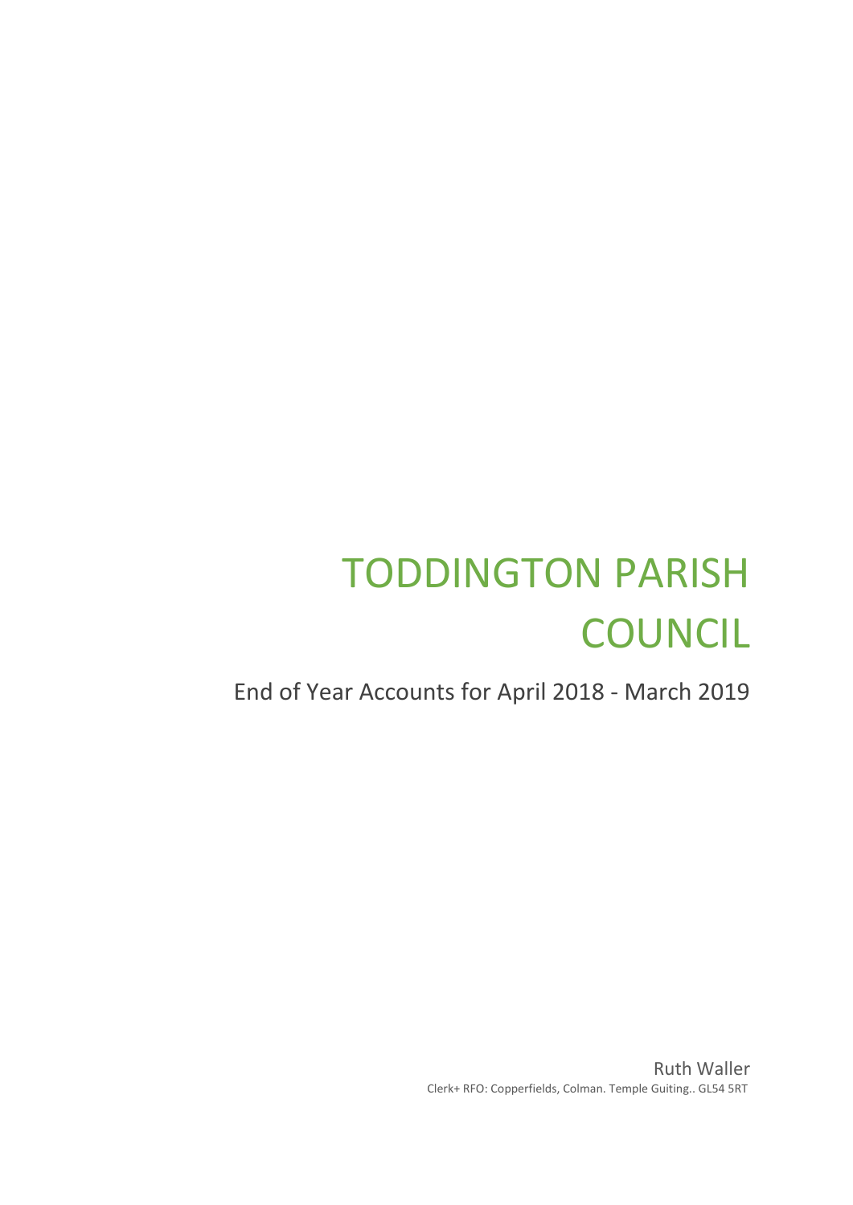# TODDINGTON PARISH COUNCIL

End of Year Accounts for April 2018 - March 2019

Ruth Waller

Clerk+ RFO: Copperfields, Colman. Temple Guiting.. GL54 5RT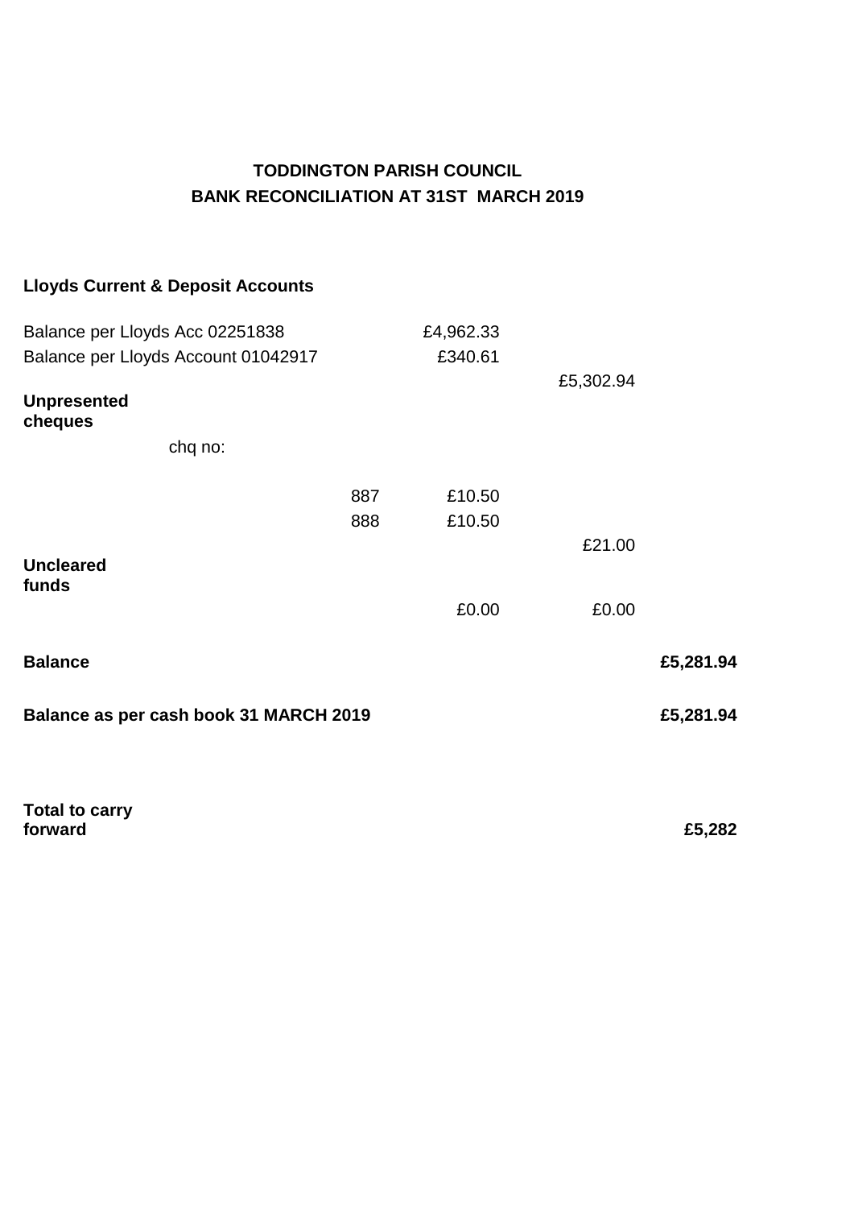# TODDINGTON PARISH COUNCIL
## BANK RECONCILIATION AT 31ST MARCH 2019

**Lloyds Current & Deposit Accounts**

| | | | | |
|---|---|---|---|---|
| Balance per Lloyds Acc 02251838 | | £4,962.33 | | |
| Balance per Lloyds Account 01042917 | | £340.61 | | |
| | | | £5,302.94 | |
| **Unpresented cheques** | | | | |
| chq no: | | | | |
| | 887 | £10.50 | | |
| | 888 | £10.50 | | |
| | | | £21.00 | |
| **Uncleared funds** | | | | |
| | | £0.00 | £0.00 | |
| **Balance** | | | | **£5,281.94** |
| **Balance as per cash book 31 MARCH 2019** | | | | **£5,281.94** |
| **Total to carry forward** | | | | **£5,282** |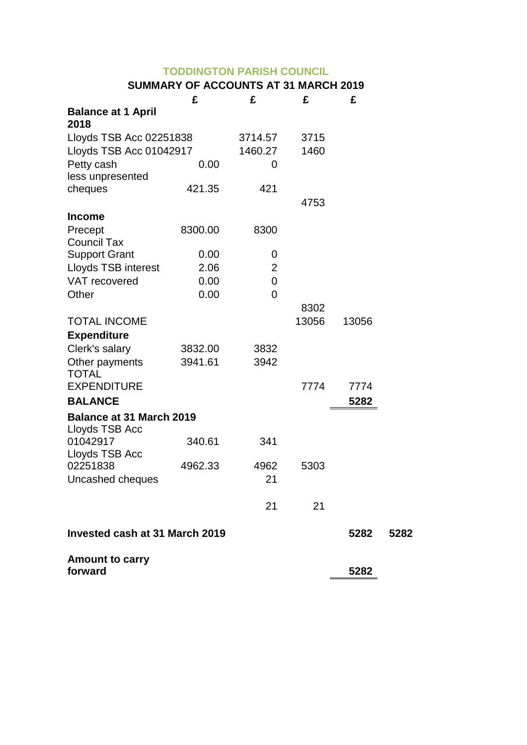**TODDINGTON PARISH COUNCIL**

**SUMMARY OF ACCOUNTS AT 31 MARCH 2019**

| | £ | £ | £ | £ | |
|---|---|---|---|---|---|
| **Balance at 1 April 2018** | | | | | |
| Lloyds TSB Acc 02251838 | | 3714.57 | 3715 | | |
| Lloyds TSB Acc 01042917 | | 1460.27 | 1460 | | |
| Petty cash | 0.00 | 0 | | | |
| less unpresented cheques | 421.35 | 421 | | | |
| | | | 4753 | | |
| **Income** | | | | | |
| Precept | 8300.00 | 8300 | | | |
| Council Tax Support Grant | 0.00 | 0 | | | |
| Lloyds TSB interest | 2.06 | 2 | | | |
| VAT recovered | 0.00 | 0 | | | |
| Other | 0.00 | 0 | | | |
| | | | 8302 | | |
| TOTAL INCOME | | | 13056 | 13056 | |
| **Expenditure** | | | | | |
| Clerk's salary | 3832.00 | 3832 | | | |
| Other payments | 3941.61 | 3942 | | | |
| TOTAL EXPENDITURE | | | 7774 | 7774 | |
| **BALANCE** | | | | **5282** | |
| **Balance at 31 March 2019** | | | | | |
| Lloyds TSB Acc 01042917 | 340.61 | 341 | | | |
| Lloyds TSB Acc 02251838 | 4962.33 | 4962 | 5303 | | |
| Uncashed cheques | | 21 | | | |
| | | 21 | 21 | | |
| **Invested cash at 31 March 2019** | | | | **5282** | **5282** |
| **Amount to carry forward** | | | | **5282** | |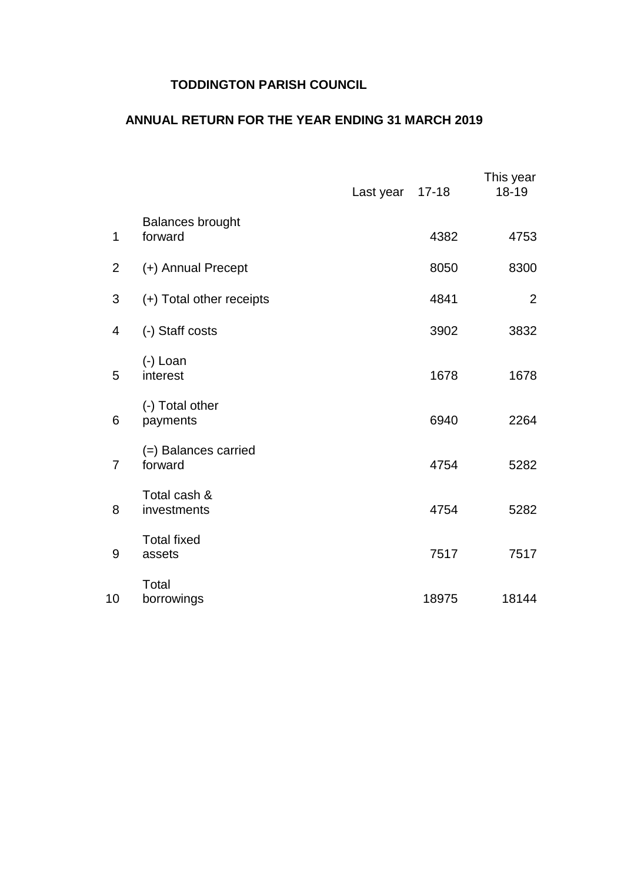**TODDINGTON PARISH COUNCIL**

**ANNUAL RETURN FOR THE YEAR ENDING 31 MARCH 2019**

| | | Last year 17-18 | This year 18-19 |
|---|---|---|---|
| 1 | Balances brought forward | 4382 | 4753 |
| 2 | (+) Annual Precept | 8050 | 8300 |
| 3 | (+) Total other receipts | 4841 | 2 |
| 4 | (-) Staff costs | 3902 | 3832 |
| 5 | (-) Loan interest | 1678 | 1678 |
| 6 | (-) Total other payments | 6940 | 2264 |
| 7 | (=) Balances carried forward | 4754 | 5282 |
| 8 | Total cash & investments | 4754 | 5282 |
| 9 | Total fixed assets | 7517 | 7517 |
| 10 | Total borrowings | 18975 | 18144 |